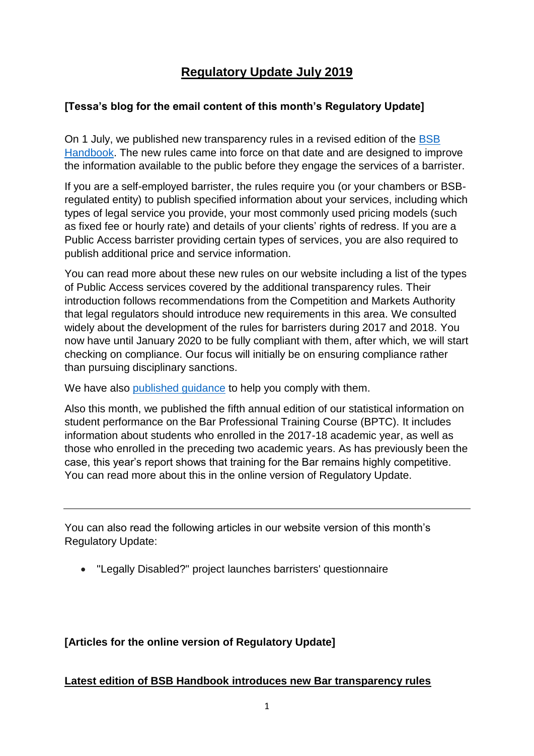# Regulatory Update July 2019

**[Tessa's blog for the email content of this month's Regulatory Update]**

On 1 July, we published new transparency rules in a revised edition of the BSB Handbook. The new rules came into force on that date and are designed to improve the information available to the public before they engage the services of a barrister.

If you are a self-employed barrister, the rules require you (or your chambers or BSB-regulated entity) to publish specified information about your services, including which types of legal service you provide, your most commonly used pricing models (such as fixed fee or hourly rate) and details of your clients' rights of redress. If you are a Public Access barrister providing certain types of services, you are also required to publish additional price and service information.

You can read more about these new rules on our website including a list of the types of Public Access services covered by the additional transparency rules. Their introduction follows recommendations from the Competition and Markets Authority that legal regulators should introduce new requirements in this area. We consulted widely about the development of the rules for barristers during 2017 and 2018. You now have until January 2020 to be fully compliant with them, after which, we will start checking on compliance. Our focus will initially be on ensuring compliance rather than pursuing disciplinary sanctions.

We have also published guidance to help you comply with them.

Also this month, we published the fifth annual edition of our statistical information on student performance on the Bar Professional Training Course (BPTC). It includes information about students who enrolled in the 2017-18 academic year, as well as those who enrolled in the preceding two academic years. As has previously been the case, this year's report shows that training for the Bar remains highly competitive. You can read more about this in the online version of Regulatory Update.

---

You can also read the following articles in our website version of this month's Regulatory Update:

- "Legally Disabled?" project launches barristers' questionnaire

**[Articles for the online version of Regulatory Update]**

**Latest edition of BSB Handbook introduces new Bar transparency rules**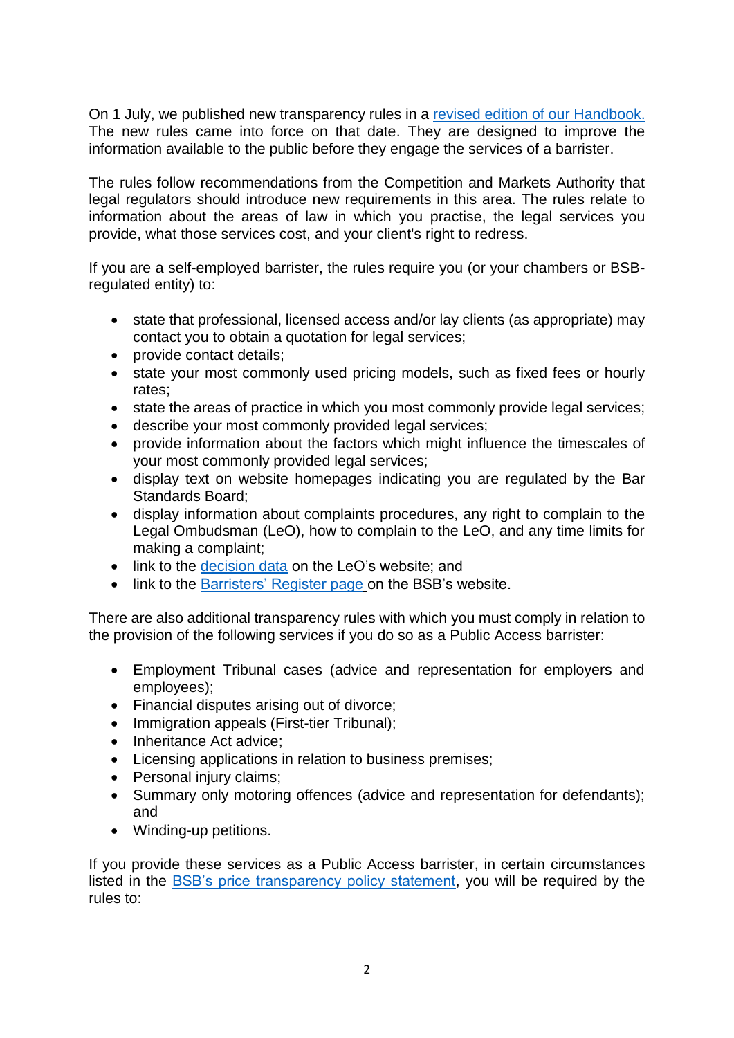On 1 July, we published new transparency rules in a [revised edition of our Handbook.](#) The new rules came into force on that date. They are designed to improve the information available to the public before they engage the services of a barrister.

The rules follow recommendations from the Competition and Markets Authority that legal regulators should introduce new requirements in this area. The rules relate to information about the areas of law in which you practise, the legal services you provide, what those services cost, and your client's right to redress.

If you are a self-employed barrister, the rules require you (or your chambers or BSB-regulated entity) to:

- state that professional, licensed access and/or lay clients (as appropriate) may contact you to obtain a quotation for legal services;
- provide contact details;
- state your most commonly used pricing models, such as fixed fees or hourly rates;
- state the areas of practice in which you most commonly provide legal services;
- describe your most commonly provided legal services;
- provide information about the factors which might influence the timescales of your most commonly provided legal services;
- display text on website homepages indicating you are regulated by the Bar Standards Board;
- display information about complaints procedures, any right to complain to the Legal Ombudsman (LeO), how to complain to the LeO, and any time limits for making a complaint;
- link to the [decision data](#) on the LeO's website; and
- link to the [Barristers' Register page](#) on the BSB's website.

There are also additional transparency rules with which you must comply in relation to the provision of the following services if you do so as a Public Access barrister:

- Employment Tribunal cases (advice and representation for employers and employees);
- Financial disputes arising out of divorce;
- Immigration appeals (First-tier Tribunal);
- Inheritance Act advice;
- Licensing applications in relation to business premises;
- Personal injury claims;
- Summary only motoring offences (advice and representation for defendants); and
- Winding-up petitions.

If you provide these services as a Public Access barrister, in certain circumstances listed in the [BSB's price transparency policy statement](#), you will be required by the rules to: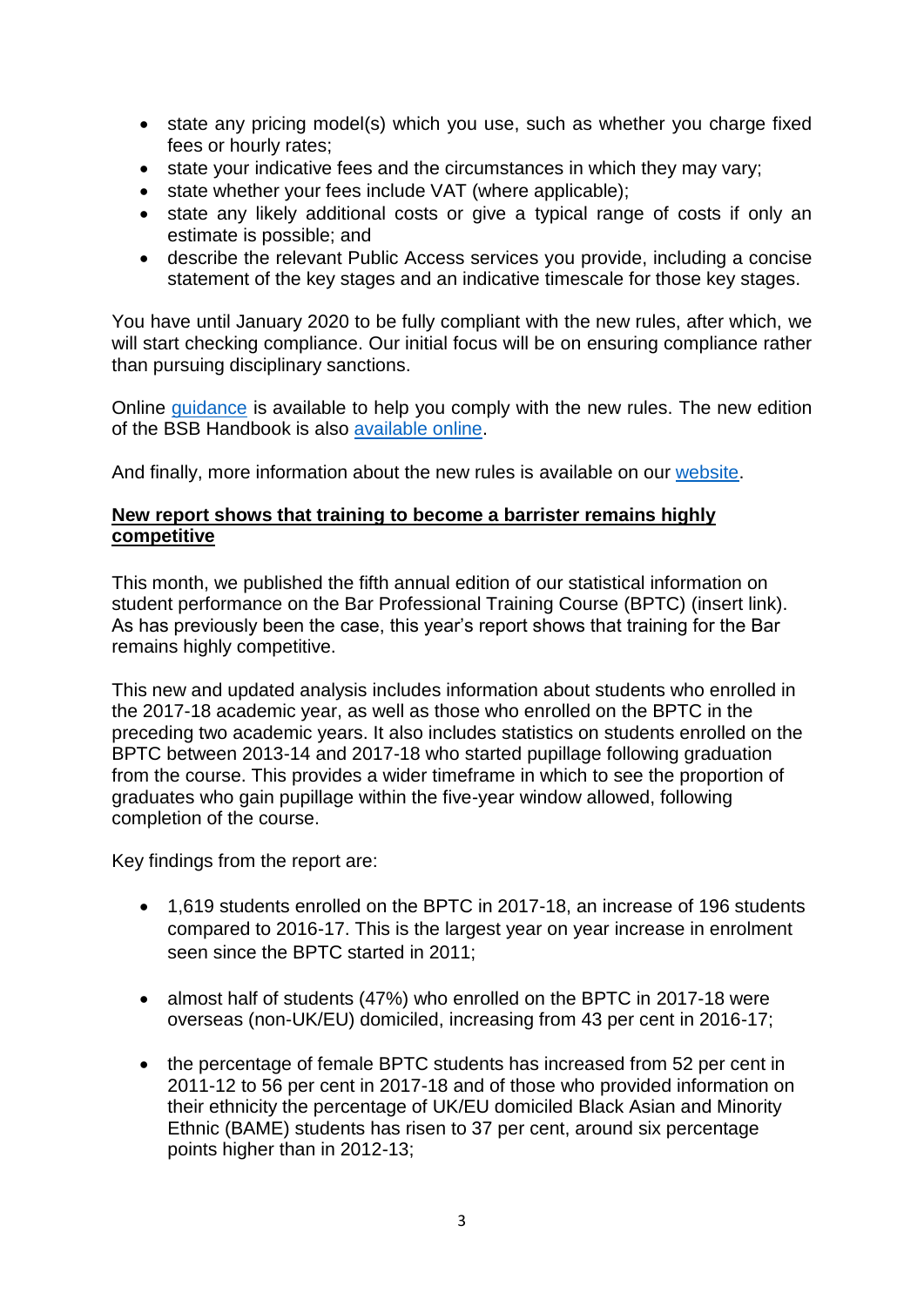- state any pricing model(s) which you use, such as whether you charge fixed fees or hourly rates;
- state your indicative fees and the circumstances in which they may vary;
- state whether your fees include VAT (where applicable);
- state any likely additional costs or give a typical range of costs if only an estimate is possible; and
- describe the relevant Public Access services you provide, including a concise statement of the key stages and an indicative timescale for those key stages.

You have until January 2020 to be fully compliant with the new rules, after which, we will start checking compliance. Our initial focus will be on ensuring compliance rather than pursuing disciplinary sanctions.

Online guidance is available to help you comply with the new rules. The new edition of the BSB Handbook is also available online.

And finally, more information about the new rules is available on our website.

**New report shows that training to become a barrister remains highly competitive**

This month, we published the fifth annual edition of our statistical information on student performance on the Bar Professional Training Course (BPTC) (insert link). As has previously been the case, this year's report shows that training for the Bar remains highly competitive.

This new and updated analysis includes information about students who enrolled in the 2017-18 academic year, as well as those who enrolled on the BPTC in the preceding two academic years. It also includes statistics on students enrolled on the BPTC between 2013-14 and 2017-18 who started pupillage following graduation from the course. This provides a wider timeframe in which to see the proportion of graduates who gain pupillage within the five-year window allowed, following completion of the course.

Key findings from the report are:

- 1,619 students enrolled on the BPTC in 2017-18, an increase of 196 students compared to 2016-17. This is the largest year on year increase in enrolment seen since the BPTC started in 2011;
- almost half of students (47%) who enrolled on the BPTC in 2017-18 were overseas (non-UK/EU) domiciled, increasing from 43 per cent in 2016-17;
- the percentage of female BPTC students has increased from 52 per cent in 2011-12 to 56 per cent in 2017-18 and of those who provided information on their ethnicity the percentage of UK/EU domiciled Black Asian and Minority Ethnic (BAME) students has risen to 37 per cent, around six percentage points higher than in 2012-13;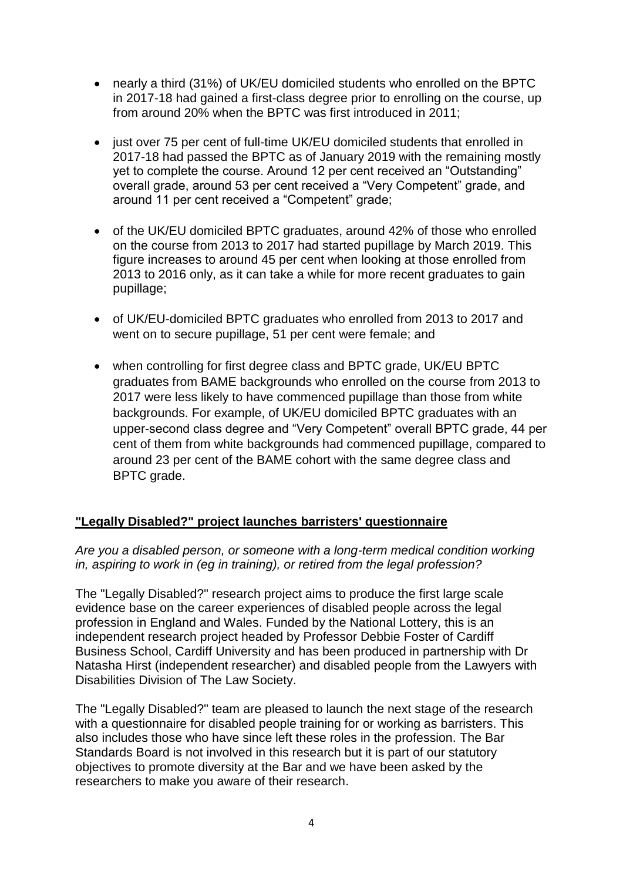- nearly a third (31%) of UK/EU domiciled students who enrolled on the BPTC in 2017-18 had gained a first-class degree prior to enrolling on the course, up from around 20% when the BPTC was first introduced in 2011;

- just over 75 per cent of full-time UK/EU domiciled students that enrolled in 2017-18 had passed the BPTC as of January 2019 with the remaining mostly yet to complete the course. Around 12 per cent received an "Outstanding" overall grade, around 53 per cent received a "Very Competent" grade, and around 11 per cent received a "Competent" grade;

- of the UK/EU domiciled BPTC graduates, around 42% of those who enrolled on the course from 2013 to 2017 had started pupillage by March 2019. This figure increases to around 45 per cent when looking at those enrolled from 2013 to 2016 only, as it can take a while for more recent graduates to gain pupillage;

- of UK/EU-domiciled BPTC graduates who enrolled from 2013 to 2017 and went on to secure pupillage, 51 per cent were female; and

- when controlling for first degree class and BPTC grade, UK/EU BPTC graduates from BAME backgrounds who enrolled on the course from 2013 to 2017 were less likely to have commenced pupillage than those from white backgrounds. For example, of UK/EU domiciled BPTC graduates with an upper-second class degree and "Very Competent" overall BPTC grade, 44 per cent of them from white backgrounds had commenced pupillage, compared to around 23 per cent of the BAME cohort with the same degree class and BPTC grade.

## "Legally Disabled?" project launches barristers' questionnaire

*Are you a disabled person, or someone with a long-term medical condition working in, aspiring to work in (eg in training), or retired from the legal profession?*

The "Legally Disabled?" research project aims to produce the first large scale evidence base on the career experiences of disabled people across the legal profession in England and Wales. Funded by the National Lottery, this is an independent research project headed by Professor Debbie Foster of Cardiff Business School, Cardiff University and has been produced in partnership with Dr Natasha Hirst (independent researcher) and disabled people from the Lawyers with Disabilities Division of The Law Society.

The "Legally Disabled?" team are pleased to launch the next stage of the research with a questionnaire for disabled people training for or working as barristers. This also includes those who have since left these roles in the profession. The Bar Standards Board is not involved in this research but it is part of our statutory objectives to promote diversity at the Bar and we have been asked by the researchers to make you aware of their research.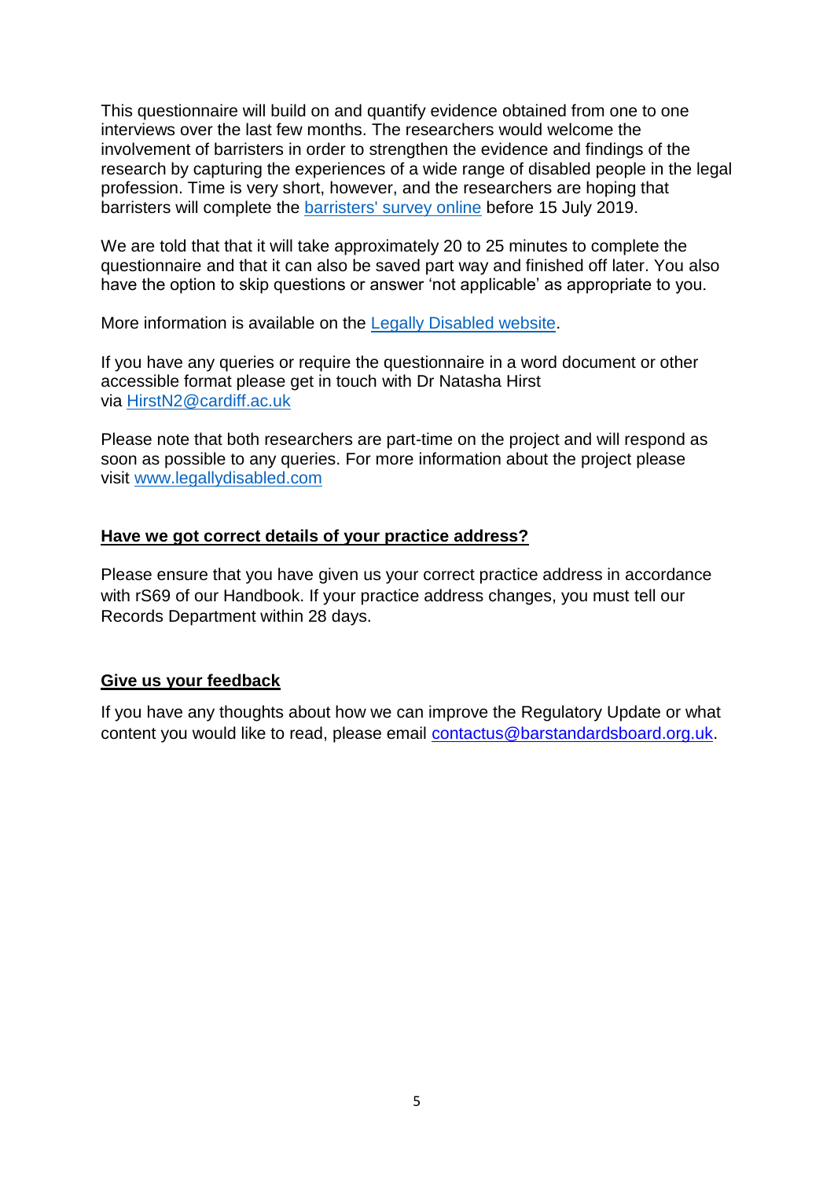This questionnaire will build on and quantify evidence obtained from one to one interviews over the last few months. The researchers would welcome the involvement of barristers in order to strengthen the evidence and findings of the research by capturing the experiences of a wide range of disabled people in the legal profession. Time is very short, however, and the researchers are hoping that barristers will complete the barristers' survey online before 15 July 2019.

We are told that that it will take approximately 20 to 25 minutes to complete the questionnaire and that it can also be saved part way and finished off later. You also have the option to skip questions or answer 'not applicable' as appropriate to you.

More information is available on the Legally Disabled website.

If you have any queries or require the questionnaire in a word document or other accessible format please get in touch with Dr Natasha Hirst via HirstN2@cardiff.ac.uk

Please note that both researchers are part-time on the project and will respond as soon as possible to any queries. For more information about the project please visit www.legallydisabled.com

## Have we got correct details of your practice address?

Please ensure that you have given us your correct practice address in accordance with rS69 of our Handbook. If your practice address changes, you must tell our Records Department within 28 days.

## Give us your feedback

If you have any thoughts about how we can improve the Regulatory Update or what content you would like to read, please email contactus@barstandardsboard.org.uk.